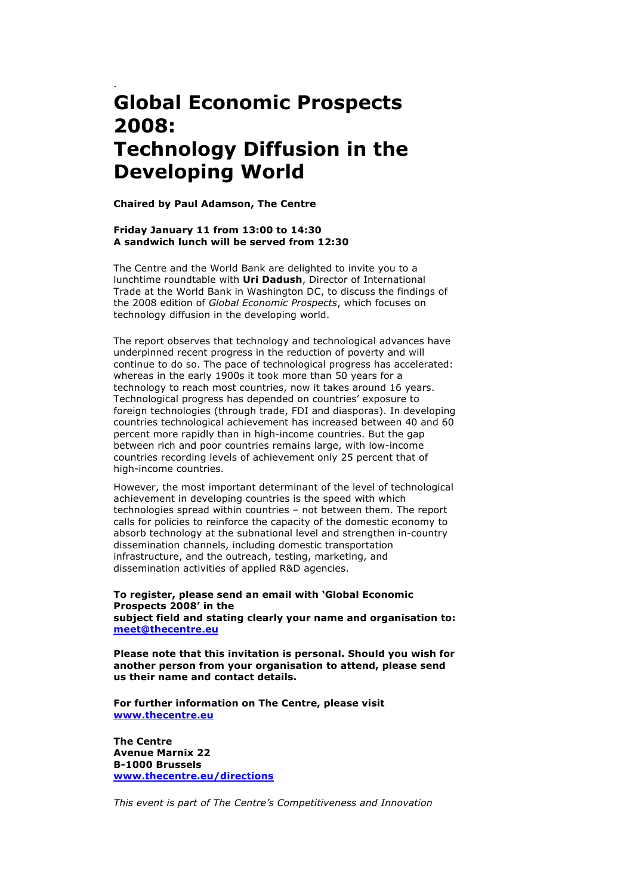# Global Economic Prospects 2008: Technology Diffusion in the Developing World

**Chaired by Paul Adamson, The Centre**

**Friday January 11 from 13:00 to 14:30**
**A sandwich lunch will be served from 12:30**

The Centre and the World Bank are delighted to invite you to a lunchtime roundtable with **Uri Dadush**, Director of International Trade at the World Bank in Washington DC, to discuss the findings of the 2008 edition of *Global Economic Prospects*, which focuses on technology diffusion in the developing world.

The report observes that technology and technological advances have underpinned recent progress in the reduction of poverty and will continue to do so. The pace of technological progress has accelerated: whereas in the early 1900s it took more than 50 years for a technology to reach most countries, now it takes around 16 years. Technological progress has depended on countries' exposure to foreign technologies (through trade, FDI and diasporas). In developing countries technological achievement has increased between 40 and 60 percent more rapidly than in high-income countries. But the gap between rich and poor countries remains large, with low-income countries recording levels of achievement only 25 percent that of high-income countries.

However, the most important determinant of the level of technological achievement in developing countries is the speed with which technologies spread within countries – not between them. The report calls for policies to reinforce the capacity of the domestic economy to absorb technology at the subnational level and strengthen in-country dissemination channels, including domestic transportation infrastructure, and the outreach, testing, marketing, and dissemination activities of applied R&D agencies.

**To register, please send an email with 'Global Economic Prospects 2008' in the subject field and stating clearly your name and organisation to: [meet@thecentre.eu](mailto:meet@thecentre.eu)**

**Please note that this invitation is personal. Should you wish for another person from your organisation to attend, please send us their name and contact details.**

**For further information on The Centre, please visit [www.thecentre.eu](http://www.thecentre.eu)**

**The Centre**
**Avenue Marnix 22**
**B-1000 Brussels**
**[www.thecentre.eu/directions](http://www.thecentre.eu/directions)**

*This event is part of The Centre's Competitiveness and Innovation*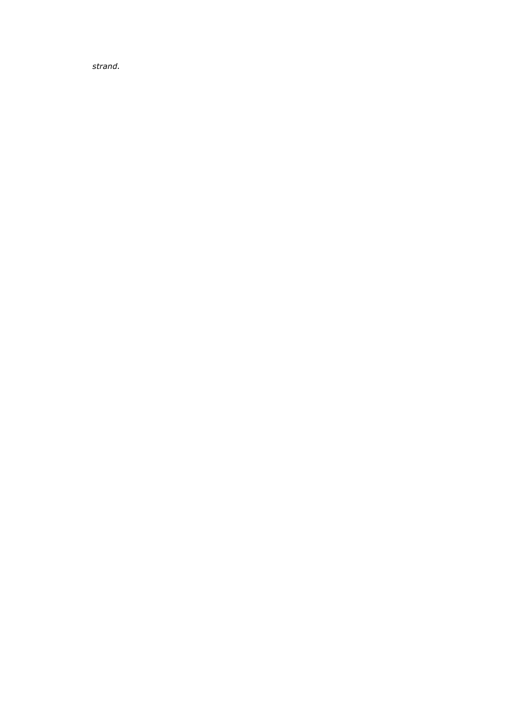*strand*.